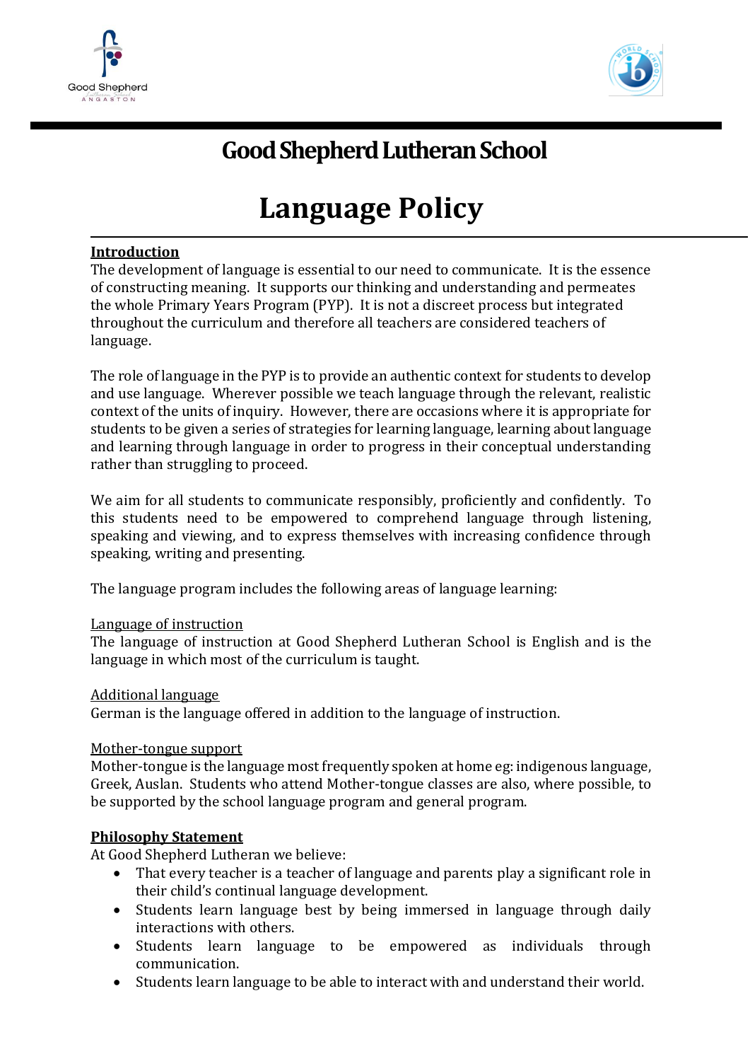# Good Shepherd Lutheran School

# Language Policy

## Introduction

The development of language is essential to our need to communicate. It is the essence of constructing meaning. It supports our thinking and understanding and permeates the whole Primary Years Program (PYP). It is not a discreet process but integrated throughout the curriculum and therefore all teachers are considered teachers of language.

The role of language in the PYP is to provide an authentic context for students to develop and use language. Wherever possible we teach language through the relevant, realistic context of the units of inquiry. However, there are occasions where it is appropriate for students to be given a series of strategies for learning language, learning about language and learning through language in order to progress in their conceptual understanding rather than struggling to proceed.

We aim for all students to communicate responsibly, proficiently and confidently. To this students need to be empowered to comprehend language through listening, speaking and viewing, and to express themselves with increasing confidence through speaking, writing and presenting.

The language program includes the following areas of language learning:

### Language of instruction

The language of instruction at Good Shepherd Lutheran School is English and is the language in which most of the curriculum is taught.

### Additional language

German is the language offered in addition to the language of instruction.

### Mother-tongue support

Mother-tongue is the language most frequently spoken at home eg: indigenous language, Greek, Auslan. Students who attend Mother-tongue classes are also, where possible, to be supported by the school language program and general program.

## Philosophy Statement

At Good Shepherd Lutheran we believe:

- That every teacher is a teacher of language and parents play a significant role in their child's continual language development.
- Students learn language best by being immersed in language through daily interactions with others.
- Students learn language to be empowered as individuals through communication.
- Students learn language to be able to interact with and understand their world.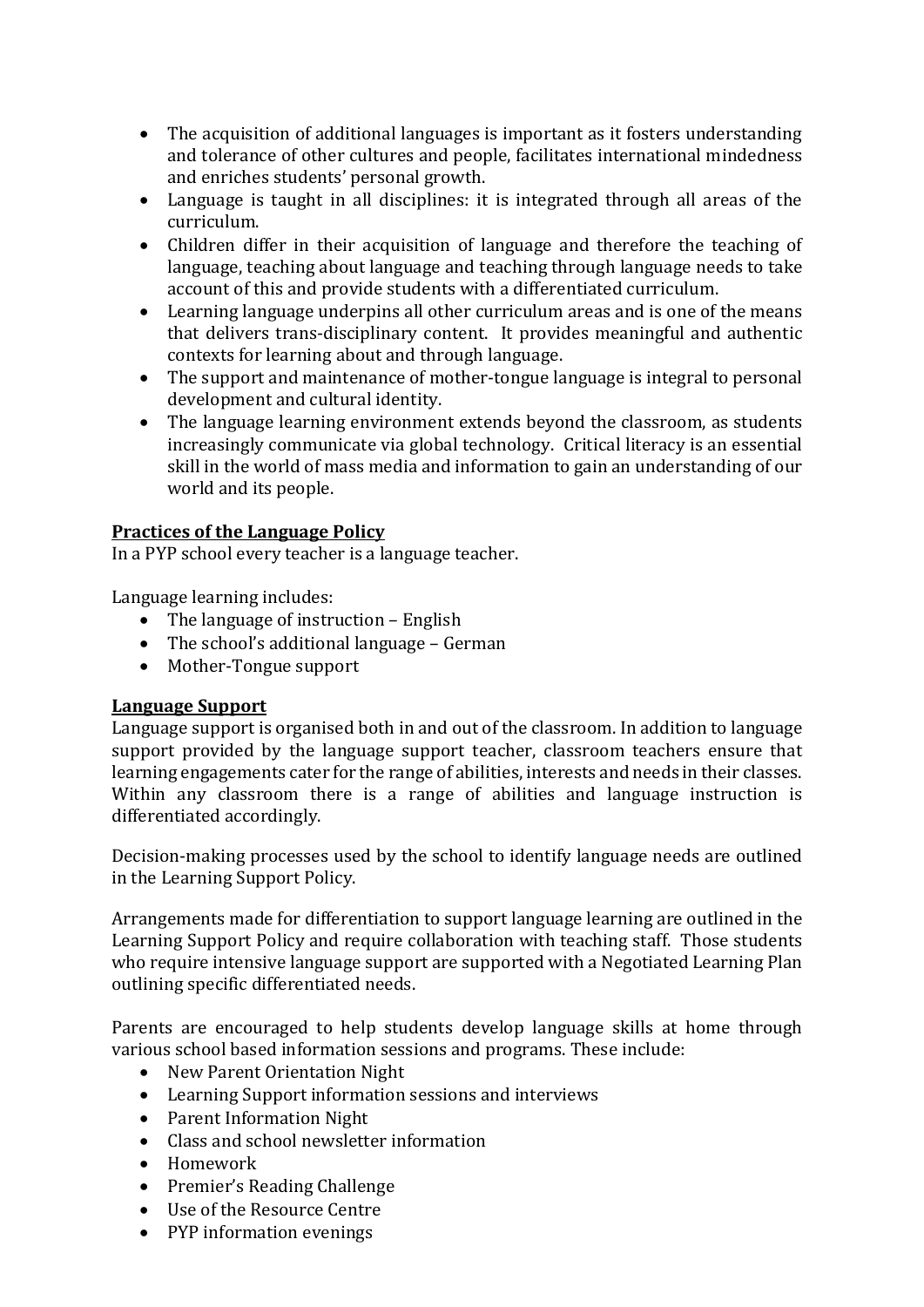- The acquisition of additional languages is important as it fosters understanding and tolerance of other cultures and people, facilitates international mindedness and enriches students' personal growth.
- Language is taught in all disciplines: it is integrated through all areas of the curriculum.
- Children differ in their acquisition of language and therefore the teaching of language, teaching about language and teaching through language needs to take account of this and provide students with a differentiated curriculum.
- Learning language underpins all other curriculum areas and is one of the means that delivers trans-disciplinary content. It provides meaningful and authentic contexts for learning about and through language.
- The support and maintenance of mother-tongue language is integral to personal development and cultural identity.
- The language learning environment extends beyond the classroom, as students increasingly communicate via global technology. Critical literacy is an essential skill in the world of mass media and information to gain an understanding of our world and its people.

## Practices of the Language Policy

In a PYP school every teacher is a language teacher.

Language learning includes:

- The language of instruction – English
- The school's additional language – German
- Mother-Tongue support

## Language Support

Language support is organised both in and out of the classroom. In addition to language support provided by the language support teacher, classroom teachers ensure that learning engagements cater for the range of abilities, interests and needs in their classes. Within any classroom there is a range of abilities and language instruction is differentiated accordingly.

Decision-making processes used by the school to identify language needs are outlined in the Learning Support Policy.

Arrangements made for differentiation to support language learning are outlined in the Learning Support Policy and require collaboration with teaching staff. Those students who require intensive language support are supported with a Negotiated Learning Plan outlining specific differentiated needs.

Parents are encouraged to help students develop language skills at home through various school based information sessions and programs. These include:

- New Parent Orientation Night
- Learning Support information sessions and interviews
- Parent Information Night
- Class and school newsletter information
- Homework
- Premier's Reading Challenge
- Use of the Resource Centre
- PYP information evenings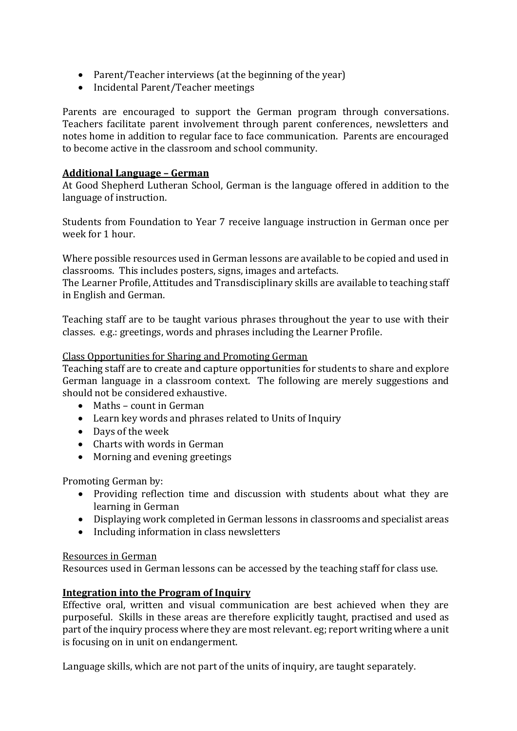- Parent/Teacher interviews (at the beginning of the year)
- Incidental Parent/Teacher meetings

Parents are encouraged to support the German program through conversations. Teachers facilitate parent involvement through parent conferences, newsletters and notes home in addition to regular face to face communication. Parents are encouraged to become active in the classroom and school community.

## **Additional Language – German**

At Good Shepherd Lutheran School, German is the language offered in addition to the language of instruction.

Students from Foundation to Year 7 receive language instruction in German once per week for 1 hour.

Where possible resources used in German lessons are available to be copied and used in classrooms. This includes posters, signs, images and artefacts.
The Learner Profile, Attitudes and Transdisciplinary skills are available to teaching staff in English and German.

Teaching staff are to be taught various phrases throughout the year to use with their classes. e.g.: greetings, words and phrases including the Learner Profile.

### Class Opportunities for Sharing and Promoting German

Teaching staff are to create and capture opportunities for students to share and explore German language in a classroom context. The following are merely suggestions and should not be considered exhaustive.

- Maths – count in German
- Learn key words and phrases related to Units of Inquiry
- Days of the week
- Charts with words in German
- Morning and evening greetings

Promoting German by:

- Providing reflection time and discussion with students about what they are learning in German
- Displaying work completed in German lessons in classrooms and specialist areas
- Including information in class newsletters

### Resources in German

Resources used in German lessons can be accessed by the teaching staff for class use.

## **Integration into the Program of Inquiry**

Effective oral, written and visual communication are best achieved when they are purposeful. Skills in these areas are therefore explicitly taught, practised and used as part of the inquiry process where they are most relevant. eg; report writing where a unit is focusing on in unit on endangerment.

Language skills, which are not part of the units of inquiry, are taught separately.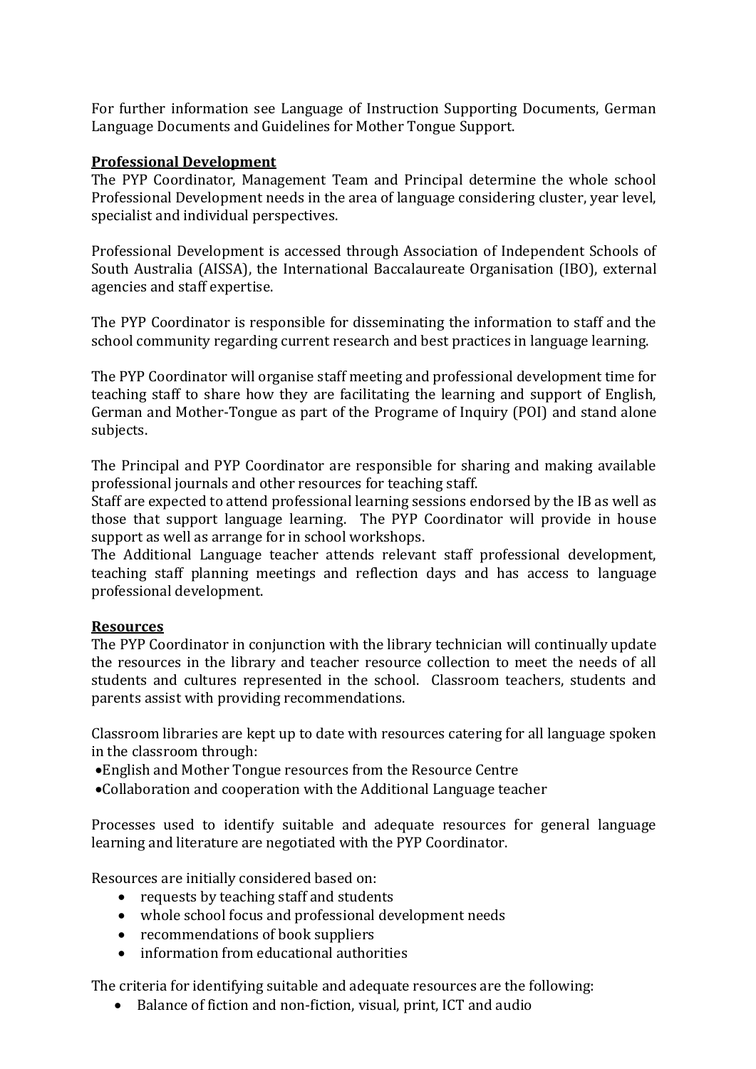For further information see Language of Instruction Supporting Documents, German Language Documents and Guidelines for Mother Tongue Support.

**Professional Development**

The PYP Coordinator, Management Team and Principal determine the whole school Professional Development needs in the area of language considering cluster, year level, specialist and individual perspectives.

Professional Development is accessed through Association of Independent Schools of South Australia (AISSA), the International Baccalaureate Organisation (IBO), external agencies and staff expertise.

The PYP Coordinator is responsible for disseminating the information to staff and the school community regarding current research and best practices in language learning.

The PYP Coordinator will organise staff meeting and professional development time for teaching staff to share how they are facilitating the learning and support of English, German and Mother-Tongue as part of the Programe of Inquiry (POI) and stand alone subjects.

The Principal and PYP Coordinator are responsible for sharing and making available professional journals and other resources for teaching staff.
Staff are expected to attend professional learning sessions endorsed by the IB as well as those that support language learning. The PYP Coordinator will provide in house support as well as arrange for in school workshops.
The Additional Language teacher attends relevant staff professional development, teaching staff planning meetings and reflection days and has access to language professional development.

**Resources**

The PYP Coordinator in conjunction with the library technician will continually update the resources in the library and teacher resource collection to meet the needs of all students and cultures represented in the school. Classroom teachers, students and parents assist with providing recommendations.

Classroom libraries are kept up to date with resources catering for all language spoken in the classroom through:

- English and Mother Tongue resources from the Resource Centre
- Collaboration and cooperation with the Additional Language teacher

Processes used to identify suitable and adequate resources for general language learning and literature are negotiated with the PYP Coordinator.

Resources are initially considered based on:

- requests by teaching staff and students
- whole school focus and professional development needs
- recommendations of book suppliers
- information from educational authorities

The criteria for identifying suitable and adequate resources are the following:

- Balance of fiction and non-fiction, visual, print, ICT and audio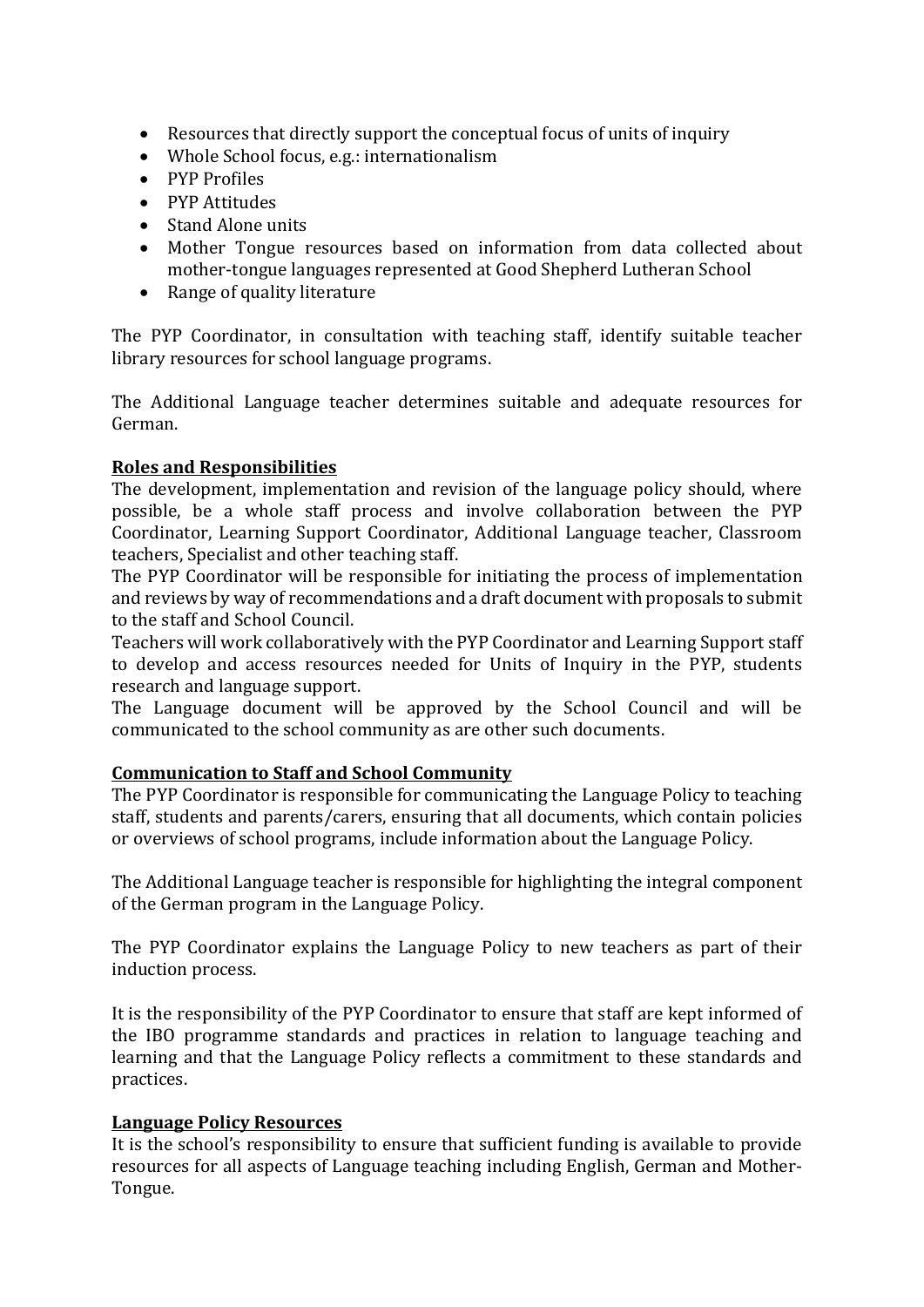- Resources that directly support the conceptual focus of units of inquiry
- Whole School focus, e.g.: internationalism
- PYP Profiles
- PYP Attitudes
- Stand Alone units
- Mother Tongue resources based on information from data collected about mother-tongue languages represented at Good Shepherd Lutheran School
- Range of quality literature

The PYP Coordinator, in consultation with teaching staff, identify suitable teacher library resources for school language programs.

The Additional Language teacher determines suitable and adequate resources for German.

**Roles and Responsibilities**

The development, implementation and revision of the language policy should, where possible, be a whole staff process and involve collaboration between the PYP Coordinator, Learning Support Coordinator, Additional Language teacher, Classroom teachers, Specialist and other teaching staff.
The PYP Coordinator will be responsible for initiating the process of implementation and reviews by way of recommendations and a draft document with proposals to submit to the staff and School Council.
Teachers will work collaboratively with the PYP Coordinator and Learning Support staff to develop and access resources needed for Units of Inquiry in the PYP, students research and language support.
The Language document will be approved by the School Council and will be communicated to the school community as are other such documents.

**Communication to Staff and School Community**

The PYP Coordinator is responsible for communicating the Language Policy to teaching staff, students and parents/carers, ensuring that all documents, which contain policies or overviews of school programs, include information about the Language Policy.

The Additional Language teacher is responsible for highlighting the integral component of the German program in the Language Policy.

The PYP Coordinator explains the Language Policy to new teachers as part of their induction process.

It is the responsibility of the PYP Coordinator to ensure that staff are kept informed of the IBO programme standards and practices in relation to language teaching and learning and that the Language Policy reflects a commitment to these standards and practices.

**Language Policy Resources**

It is the school's responsibility to ensure that sufficient funding is available to provide resources for all aspects of Language teaching including English, German and Mother-Tongue.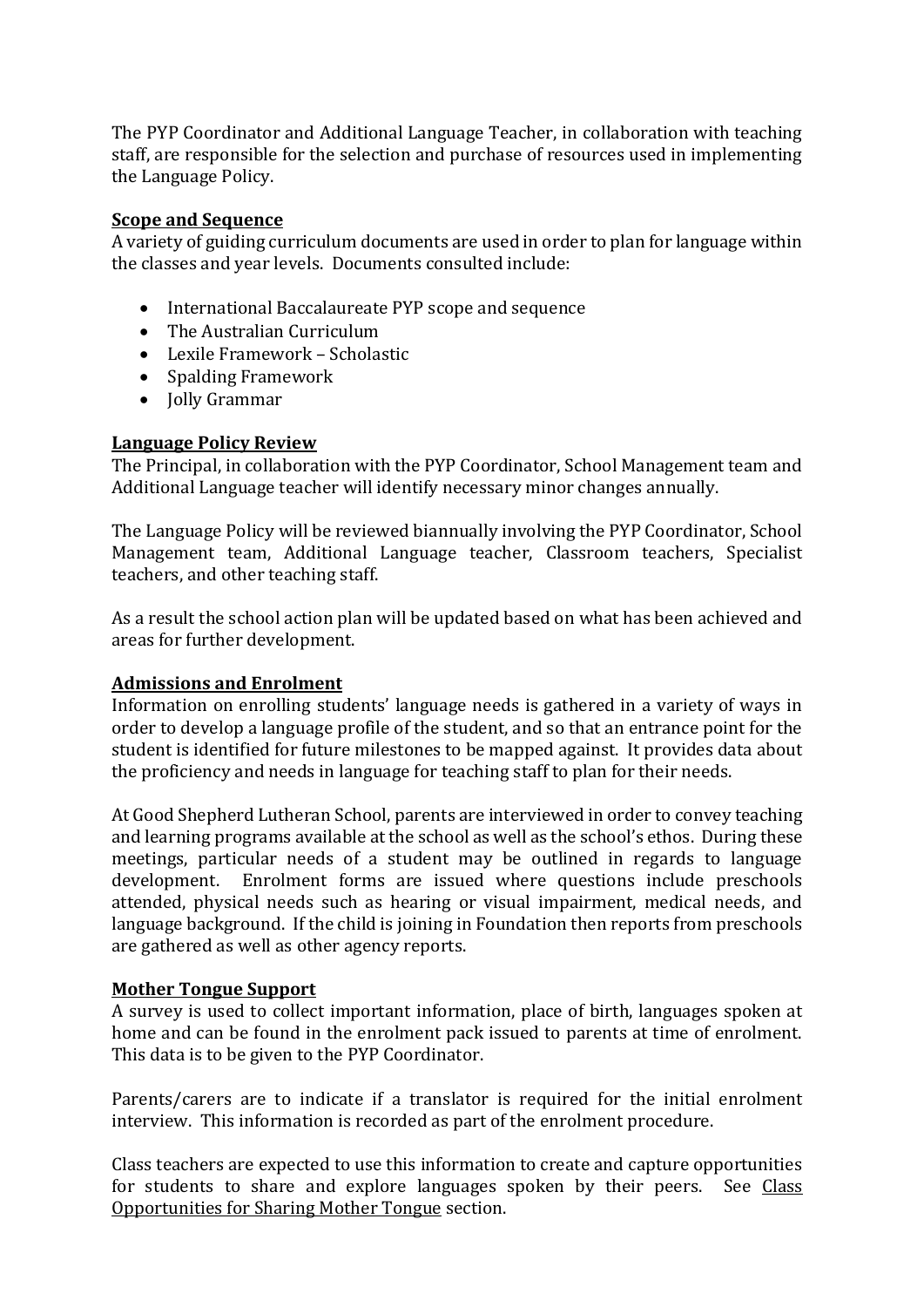The PYP Coordinator and Additional Language Teacher, in collaboration with teaching staff, are responsible for the selection and purchase of resources used in implementing the Language Policy.

## Scope and Sequence

A variety of guiding curriculum documents are used in order to plan for language within the classes and year levels. Documents consulted include:

- International Baccalaureate PYP scope and sequence
- The Australian Curriculum
- Lexile Framework – Scholastic
- Spalding Framework
- Jolly Grammar

## Language Policy Review

The Principal, in collaboration with the PYP Coordinator, School Management team and Additional Language teacher will identify necessary minor changes annually.

The Language Policy will be reviewed biannually involving the PYP Coordinator, School Management team, Additional Language teacher, Classroom teachers, Specialist teachers, and other teaching staff.

As a result the school action plan will be updated based on what has been achieved and areas for further development.

## Admissions and Enrolment

Information on enrolling students' language needs is gathered in a variety of ways in order to develop a language profile of the student, and so that an entrance point for the student is identified for future milestones to be mapped against. It provides data about the proficiency and needs in language for teaching staff to plan for their needs.

At Good Shepherd Lutheran School, parents are interviewed in order to convey teaching and learning programs available at the school as well as the school's ethos. During these meetings, particular needs of a student may be outlined in regards to language development. Enrolment forms are issued where questions include preschools attended, physical needs such as hearing or visual impairment, medical needs, and language background. If the child is joining in Foundation then reports from preschools are gathered as well as other agency reports.

## Mother Tongue Support

A survey is used to collect important information, place of birth, languages spoken at home and can be found in the enrolment pack issued to parents at time of enrolment. This data is to be given to the PYP Coordinator.

Parents/carers are to indicate if a translator is required for the initial enrolment interview. This information is recorded as part of the enrolment procedure.

Class teachers are expected to use this information to create and capture opportunities for students to share and explore languages spoken by their peers. See Class Opportunities for Sharing Mother Tongue section.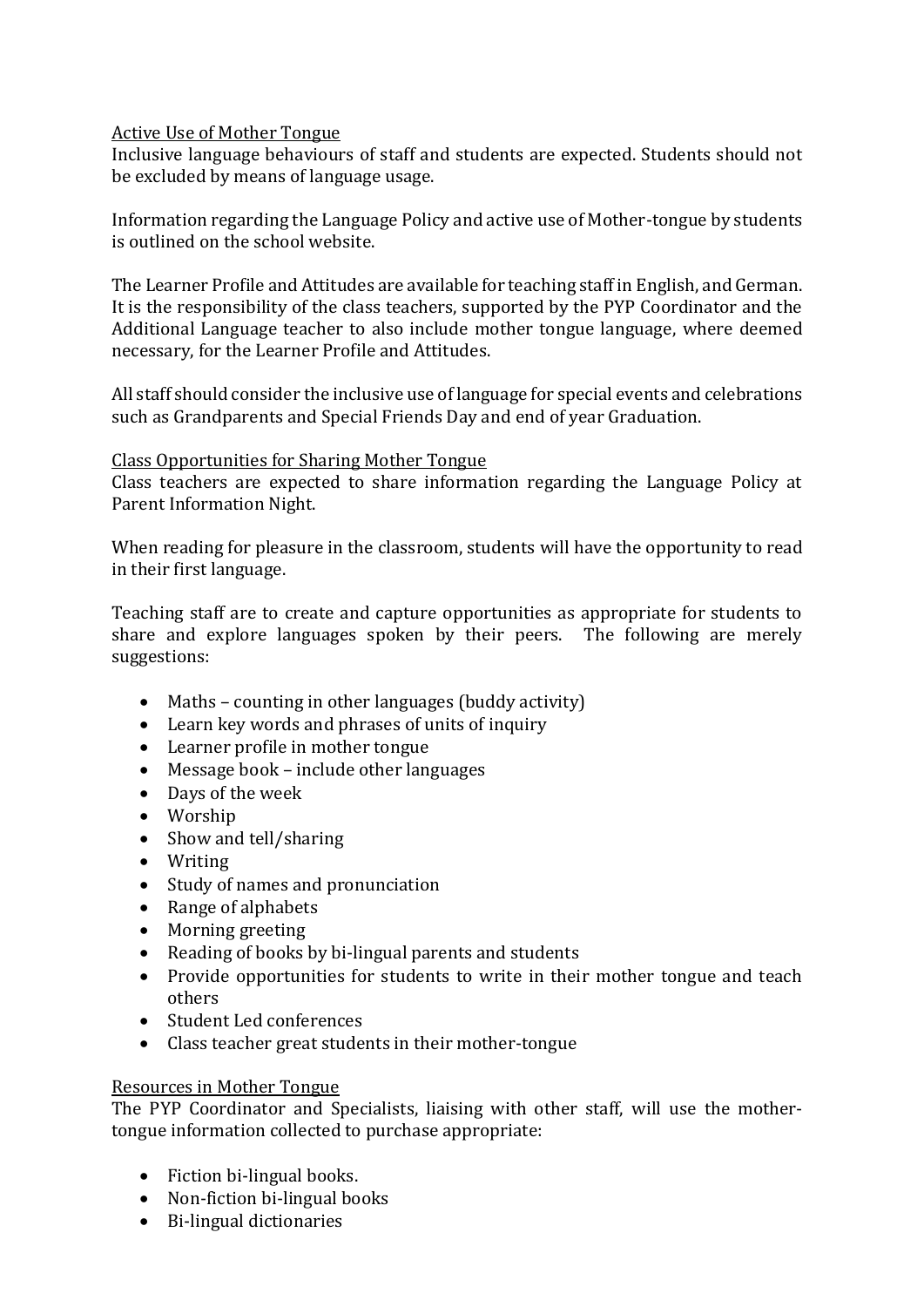Active Use of Mother Tongue

Inclusive language behaviours of staff and students are expected. Students should not be excluded by means of language usage.

Information regarding the Language Policy and active use of Mother-tongue by students is outlined on the school website.

The Learner Profile and Attitudes are available for teaching staff in English, and German. It is the responsibility of the class teachers, supported by the PYP Coordinator and the Additional Language teacher to also include mother tongue language, where deemed necessary, for the Learner Profile and Attitudes.

All staff should consider the inclusive use of language for special events and celebrations such as Grandparents and Special Friends Day and end of year Graduation.

Class Opportunities for Sharing Mother Tongue

Class teachers are expected to share information regarding the Language Policy at Parent Information Night.

When reading for pleasure in the classroom, students will have the opportunity to read in their first language.

Teaching staff are to create and capture opportunities as appropriate for students to share and explore languages spoken by their peers. The following are merely suggestions:

- Maths – counting in other languages (buddy activity)
- Learn key words and phrases of units of inquiry
- Learner profile in mother tongue
- Message book – include other languages
- Days of the week
- Worship
- Show and tell/sharing
- Writing
- Study of names and pronunciation
- Range of alphabets
- Morning greeting
- Reading of books by bi-lingual parents and students
- Provide opportunities for students to write in their mother tongue and teach others
- Student Led conferences
- Class teacher great students in their mother-tongue

Resources in Mother Tongue

The PYP Coordinator and Specialists, liaising with other staff, will use the mother-tongue information collected to purchase appropriate:

- Fiction bi-lingual books.
- Non-fiction bi-lingual books
- Bi-lingual dictionaries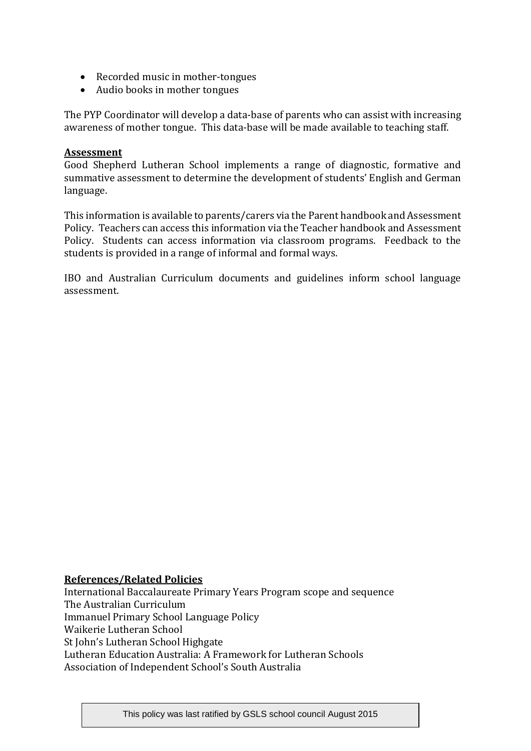- Recorded music in mother-tongues
- Audio books in mother tongues

The PYP Coordinator will develop a data-base of parents who can assist with increasing awareness of mother tongue. This data-base will be made available to teaching staff.

**Assessment**

Good Shepherd Lutheran School implements a range of diagnostic, formative and summative assessment to determine the development of students' English and German language.

This information is available to parents/carers via the Parent handbook and Assessment Policy. Teachers can access this information via the Teacher handbook and Assessment Policy. Students can access information via classroom programs. Feedback to the students is provided in a range of informal and formal ways.

IBO and Australian Curriculum documents and guidelines inform school language assessment.

**References/Related Policies**

International Baccalaureate Primary Years Program scope and sequence
The Australian Curriculum
Immanuel Primary School Language Policy
Waikerie Lutheran School
St John's Lutheran School Highgate
Lutheran Education Australia: A Framework for Lutheran Schools
Association of Independent School's South Australia

This policy was last ratified by GSLS school council August 2015